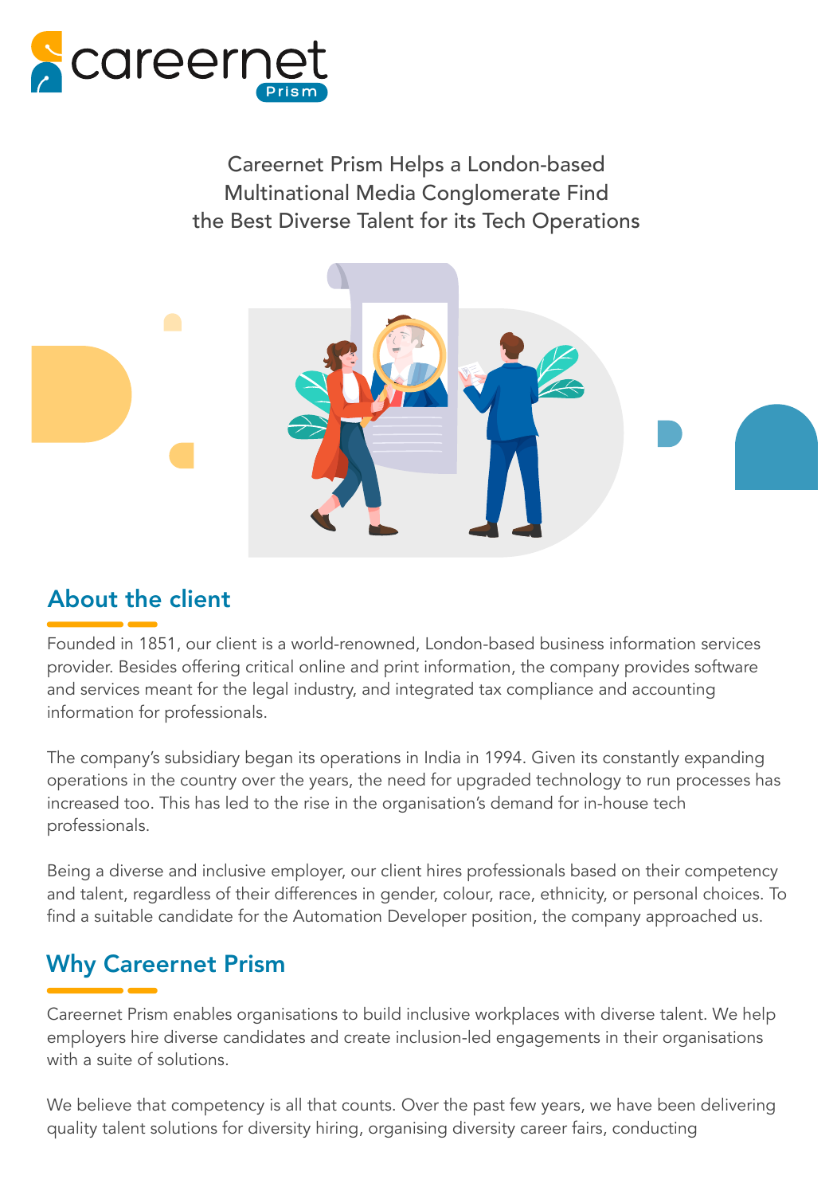# Careernet Prism Helps a London-based Multinational Media Conglomerate Find the Best Diverse Talent for its Tech Operations

## About the client

Founded in 1851, our client is a world-renowned, London-based business information services provider. Besides offering critical online and print information, the company provides software and services meant for the legal industry, and integrated tax compliance and accounting information for professionals.

The company's subsidiary began its operations in India in 1994. Given its constantly expanding operations in the country over the years, the need for upgraded technology to run processes has increased too. This has led to the rise in the organisation's demand for in-house tech professionals.

Being a diverse and inclusive employer, our client hires professionals based on their competency and talent, regardless of their differences in gender, colour, race, ethnicity, or personal choices. To find a suitable candidate for the Automation Developer position, the company approached us.

## Why Careernet Prism

Careernet Prism enables organisations to build inclusive workplaces with diverse talent. We help employers hire diverse candidates and create inclusion-led engagements in their organisations with a suite of solutions.

We believe that competency is all that counts. Over the past few years, we have been delivering quality talent solutions for diversity hiring, organising diversity career fairs, conducting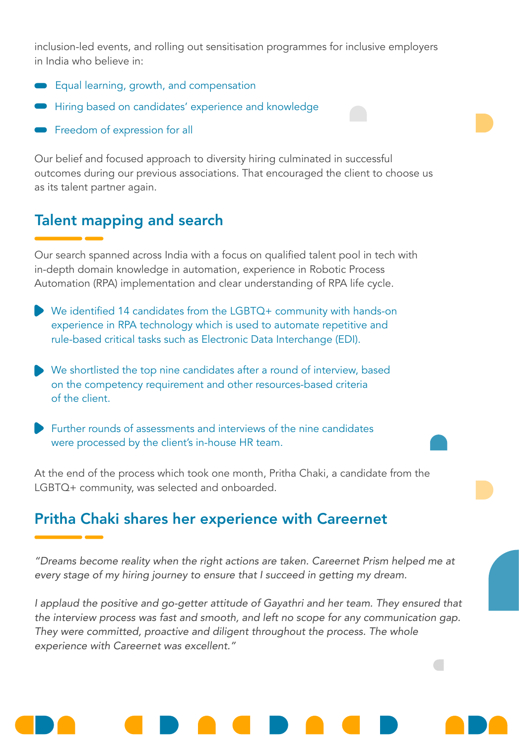inclusion-led events, and rolling out sensitisation programmes for inclusive employers in India who believe in:

- Equal learning, growth, and compensation
- Hiring based on candidates' experience and knowledge
- Freedom of expression for all

Our belief and focused approach to diversity hiring culminated in successful outcomes during our previous associations. That encouraged the client to choose us as its talent partner again.

## Talent mapping and search

Our search spanned across India with a focus on qualified talent pool in tech with in-depth domain knowledge in automation, experience in Robotic Process Automation (RPA) implementation and clear understanding of RPA life cycle.

- We identified 14 candidates from the LGBTQ+ community with hands-on experience in RPA technology which is used to automate repetitive and rule-based critical tasks such as Electronic Data Interchange (EDI).
- We shortlisted the top nine candidates after a round of interview, based on the competency requirement and other resources-based criteria of the client.
- Further rounds of assessments and interviews of the nine candidates were processed by the client's in-house HR team.

At the end of the process which took one month, Pritha Chaki, a candidate from the LGBTQ+ community, was selected and onboarded.

## Pritha Chaki shares her experience with Careernet

*"Dreams become reality when the right actions are taken. Careernet Prism helped me at every stage of my hiring journey to ensure that I succeed in getting my dream.*

*I applaud the positive and go-getter attitude of Gayathri and her team. They ensured that the interview process was fast and smooth, and left no scope for any communication gap. They were committed, proactive and diligent throughout the process. The whole experience with Careernet was excellent."*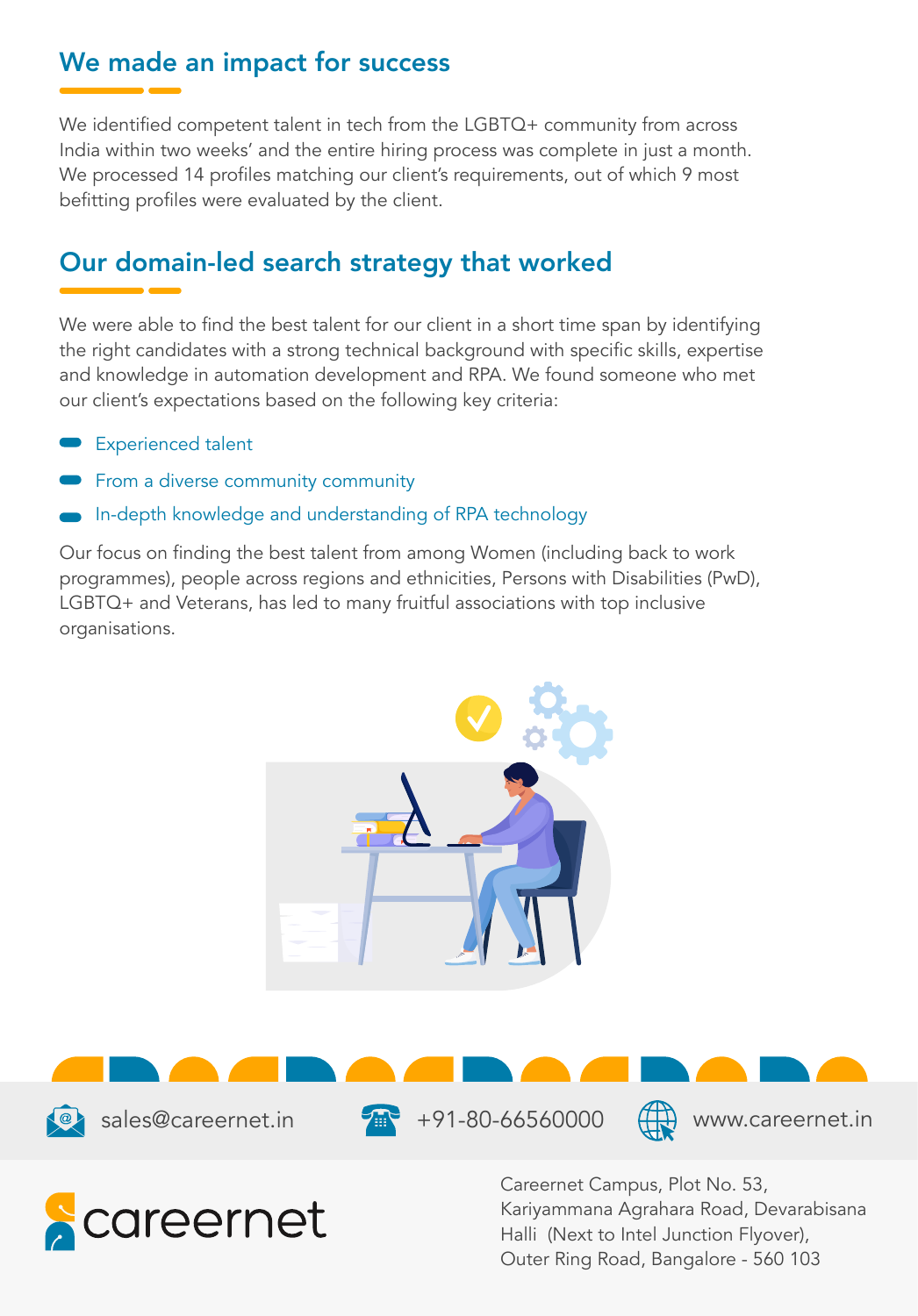## We made an impact for success

We identified competent talent in tech from the LGBTQ+ community from across India within two weeks' and the entire hiring process was complete in just a month. We processed 14 profiles matching our client's requirements, out of which 9 most befitting profiles were evaluated by the client.

## Our domain-led search strategy that worked

We were able to find the best talent for our client in a short time span by identifying the right candidates with a strong technical background with specific skills, expertise and knowledge in automation development and RPA. We found someone who met our client's expectations based on the following key criteria:

- Experienced talent
- From a diverse community community
- In-depth knowledge and understanding of RPA technology

Our focus on finding the best talent from among Women (including back to work programmes), people across regions and ethnicities, Persons with Disabilities (PwD), LGBTQ+ and Veterans, has led to many fruitful associations with top inclusive organisations.

sales@careernet.in

+91-80-66560000

www.careernet.in

careernet

Careernet Campus, Plot No. 53,
Kariyammana Agrahara Road, Devarabisana Halli (Next to Intel Junction Flyover),
Outer Ring Road, Bangalore - 560 103